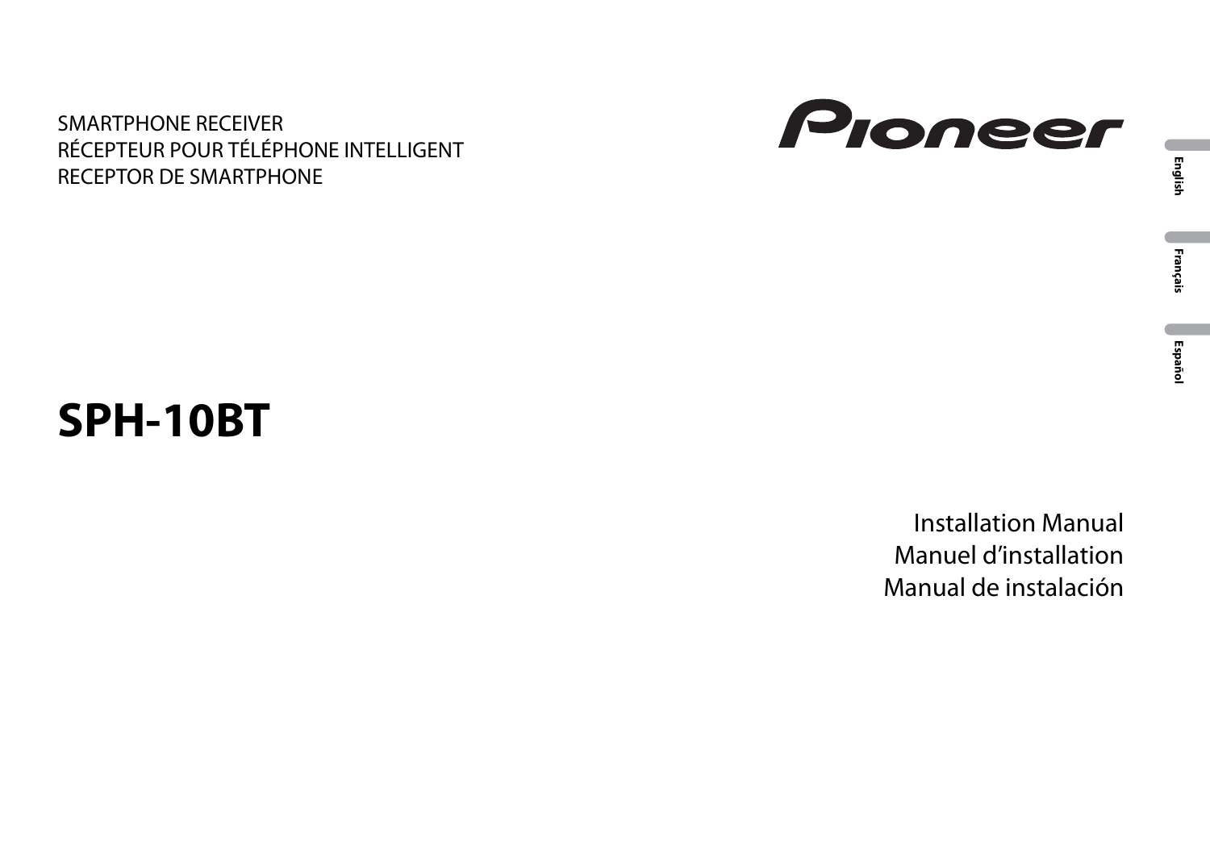SMARTPHONE RECEIVER
RÉCEPTEUR POUR TÉLÉPHONE INTELLIGENT
RECEPTOR DE SMARTPHONE

Pioneer

English

Français

Español

# SPH-10BT

Installation Manual
Manuel d’installation
Manual de instalación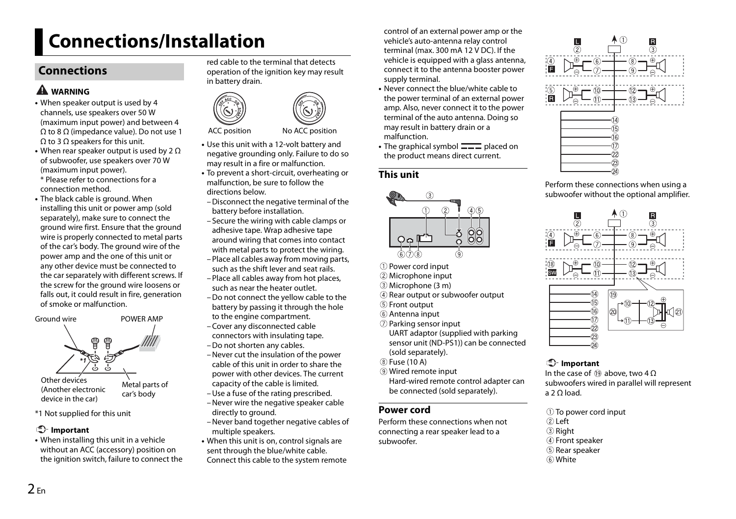# Connections/Installation

## Connections

**WARNING**

- When speaker output is used by 4 channels, use speakers over 50 W (maximum input power) and between 4 Ω to 8 Ω (impedance value). Do not use 1 Ω to 3 Ω speakers for this unit.
- When rear speaker output is used by 2 Ω of subwoofer, use speakers over 70 W (maximum input power).
  \* Please refer to connections for a connection method.
- The black cable is ground. When installing this unit or power amp (sold separately), make sure to connect the ground wire first. Ensure that the ground wire is properly connected to metal parts of the car's body. The ground wire of the power amp and the one of this unit or any other device must be connected to the car separately with different screws. If the screw for the ground wire loosens or falls out, it could result in fire, generation of smoke or malfunction.

Ground wire

POWER AMP

Other devices (Another electronic device in the car)

Metal parts of car's body

*1 Not supplied for this unit

**Important**

- When installing this unit in a vehicle without an ACC (accessory) position on the ignition switch, failure to connect the red cable to the terminal that detects operation of the ignition key may result in battery drain.

ACC position

No ACC position

- Use this unit with a 12-volt battery and negative grounding only. Failure to do so may result in a fire or malfunction.
- To prevent a short-circuit, overheating or malfunction, be sure to follow the directions below.
  - Disconnect the negative terminal of the battery before installation.
  - Secure the wiring with cable clamps or adhesive tape. Wrap adhesive tape around wiring that comes into contact with metal parts to protect the wiring.
  - Place all cables away from moving parts, such as the shift lever and seat rails.
  - Place all cables away from hot places, such as near the heater outlet.
  - Do not connect the yellow cable to the battery by passing it through the hole to the engine compartment.
  - Cover any disconnected cable connectors with insulating tape.
  - Do not shorten any cables.
  - Never cut the insulation of the power cable of this unit in order to share the power with other devices. The current capacity of the cable is limited.
  - Use a fuse of the rating prescribed.
  - Never wire the negative speaker cable directly to ground.
  - Never band together negative cables of multiple speakers.
- When this unit is on, control signals are sent through the blue/white cable. Connect this cable to the system remote control of an external power amp or the vehicle's auto-antenna relay control terminal (max. 300 mA 12 V DC). If the vehicle is equipped with a glass antenna, connect it to the antenna booster power supply terminal.
- Never connect the blue/white cable to the power terminal of an external power amp. Also, never connect it to the power terminal of the auto antenna. Doing so may result in battery drain or a malfunction.
- The graphical symbol ⎓ placed on the product means direct current.

### This unit

① Power cord input
② Microphone input
③ Microphone (3 m)
④ Rear output or subwoofer output
⑤ Front output
⑥ Antenna input
⑦ Parking sensor input
UART adaptor (supplied with parking sensor unit (ND-PS1)) can be connected (sold separately).
⑧ Fuse (10 A)
⑨ Wired remote input
Hard-wired remote control adapter can be connected (sold separately).

### Power cord

Perform these connections when not connecting a rear speaker lead to a subwoofer.

Perform these connections when using a subwoofer without the optional amplifier.

**Important**

In the case of ⑲ above, two 4 Ω subwoofers wired in parallel will represent a 2 Ω load.

① To power cord input
② Left
③ Right
④ Front speaker
⑤ Rear speaker
⑥ White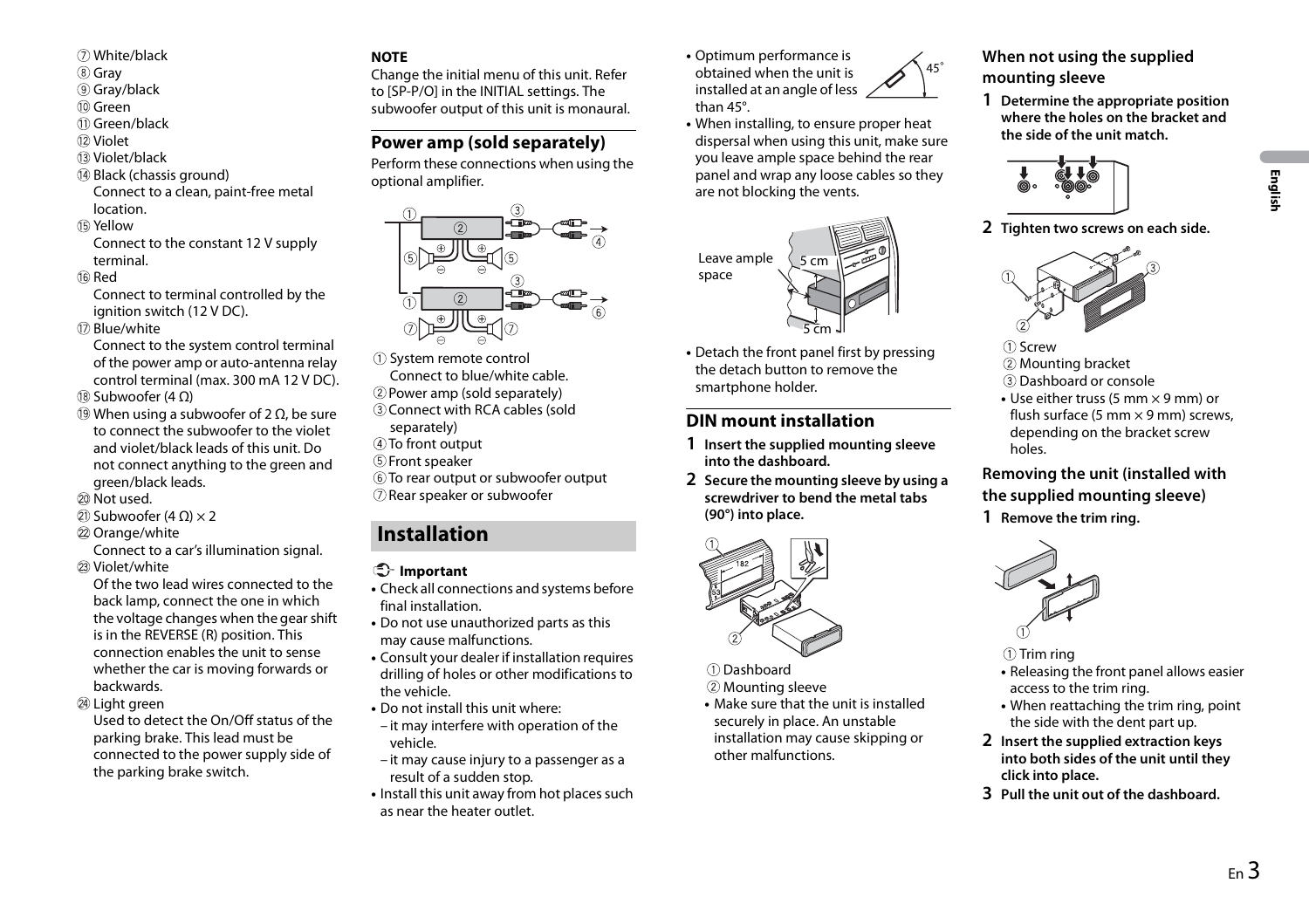⑦ White/black
⑧ Gray
⑨ Gray/black
⑩ Green
⑪ Green/black
⑫ Violet
⑬ Violet/black
⑭ Black (chassis ground)
Connect to a clean, paint-free metal location.
⑮ Yellow
Connect to the constant 12 V supply terminal.
⑯ Red
Connect to terminal controlled by the ignition switch (12 V DC).
⑰ Blue/white
Connect to the system control terminal of the power amp or auto-antenna relay control terminal (max. 300 mA 12 V DC).
⑱ Subwoofer (4 Ω)
⑲ When using a subwoofer of 2 Ω, be sure to connect the subwoofer to the violet and violet/black leads of this unit. Do not connect anything to the green and green/black leads.
⑳ Not used.
㉑ Subwoofer (4 Ω) × 2
㉒ Orange/white
Connect to a car's illumination signal.
㉓ Violet/white
Of the two lead wires connected to the back lamp, connect the one in which the voltage changes when the gear shift is in the REVERSE (R) position. This connection enables the unit to sense whether the car is moving forwards or backwards.
㉔ Light green
Used to detect the On/Off status of the parking brake. This lead must be connected to the power supply side of the parking brake switch.

**NOTE**

Change the initial menu of this unit. Refer to [SP-P/O] in the INITIAL settings. The subwoofer output of this unit is monaural.

### Power amp (sold separately)

Perform these connections when using the optional amplifier.

① System remote control
Connect to blue/white cable.
② Power amp (sold separately)
③ Connect with RCA cables (sold separately)
④ To front output
⑤ Front speaker
⑥ To rear output or subwoofer output
⑦ Rear speaker or subwoofer

## Installation

**Important**

- Check all connections and systems before final installation.
- Do not use unauthorized parts as this may cause malfunctions.
- Consult your dealer if installation requires drilling of holes or other modifications to the vehicle.
- Do not install this unit where:
  – it may interfere with operation of the vehicle.
  – it may cause injury to a passenger as a result of a sudden stop.
- Install this unit away from hot places such as near the heater outlet.
- Optimum performance is obtained when the unit is installed at an angle of less than 45°.
- When installing, to ensure proper heat dispersal when using this unit, make sure you leave ample space behind the rear panel and wrap any loose cables so they are not blocking the vents.

Leave ample space

5 cm

5 cm

- Detach the front panel first by pressing the detach button to remove the smartphone holder.

### DIN mount installation

**1 Insert the supplied mounting sleeve into the dashboard.**

**2 Secure the mounting sleeve by using a screwdriver to bend the metal tabs (90°) into place.**

① Dashboard
② Mounting sleeve

- Make sure that the unit is installed securely in place. An unstable installation may cause skipping or other malfunctions.

### When not using the supplied mounting sleeve

**1 Determine the appropriate position where the holes on the bracket and the side of the unit match.**

**2 Tighten two screws on each side.**

① Screw
② Mounting bracket
③ Dashboard or console

- Use either truss (5 mm × 9 mm) or flush surface (5 mm × 9 mm) screws, depending on the bracket screw holes.

### Removing the unit (installed with the supplied mounting sleeve)

**1 Remove the trim ring.**

① Trim ring

- Releasing the front panel allows easier access to the trim ring.
- When reattaching the trim ring, point the side with the dent part up.

**2 Insert the supplied extraction keys into both sides of the unit until they click into place.**

**3 Pull the unit out of the dashboard.**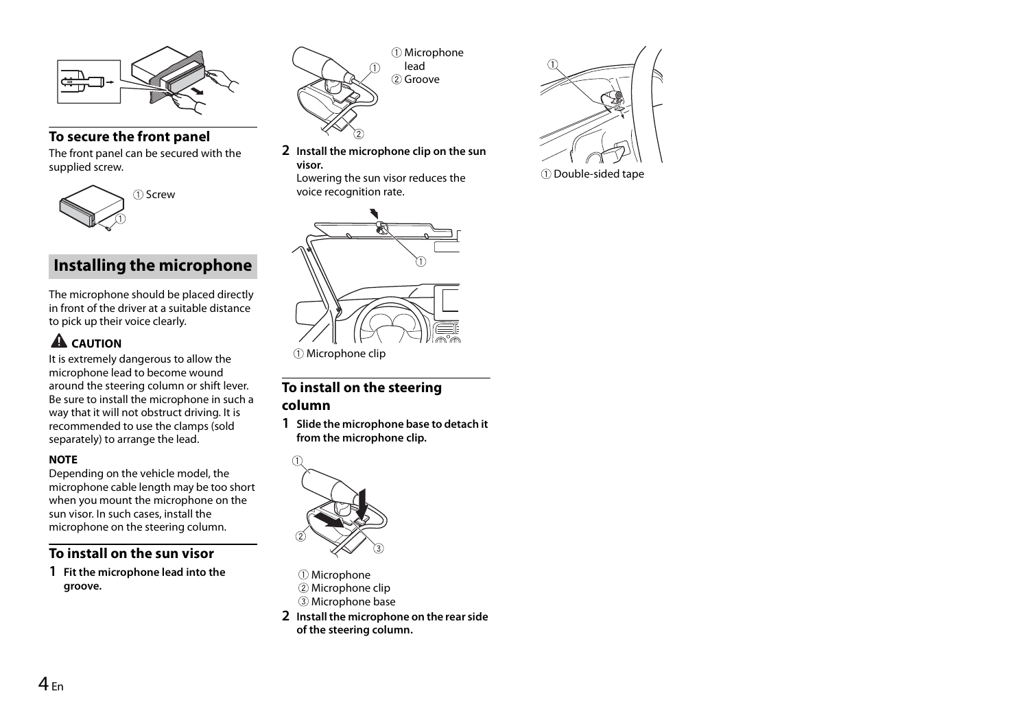## To secure the front panel

The front panel can be secured with the supplied screw.

① Screw

# Installing the microphone

The microphone should be placed directly in front of the driver at a suitable distance to pick up their voice clearly.

**⚠ CAUTION**

It is extremely dangerous to allow the microphone lead to become wound around the steering column or shift lever. Be sure to install the microphone in such a way that it will not obstruct driving. It is recommended to use the clamps (sold separately) to arrange the lead.

**NOTE**

Depending on the vehicle model, the microphone cable length may be too short when you mount the microphone on the sun visor. In such cases, install the microphone on the steering column.

## To install on the sun visor

**1 Fit the microphone lead into the groove.**

① Microphone lead
② Groove

**2 Install the microphone clip on the sun visor.**
Lowering the sun visor reduces the voice recognition rate.

① Microphone clip

## To install on the steering column

**1 Slide the microphone base to detach it from the microphone clip.**

① Microphone
② Microphone clip
③ Microphone base

**2 Install the microphone on the rear side of the steering column.**

① Double-sided tape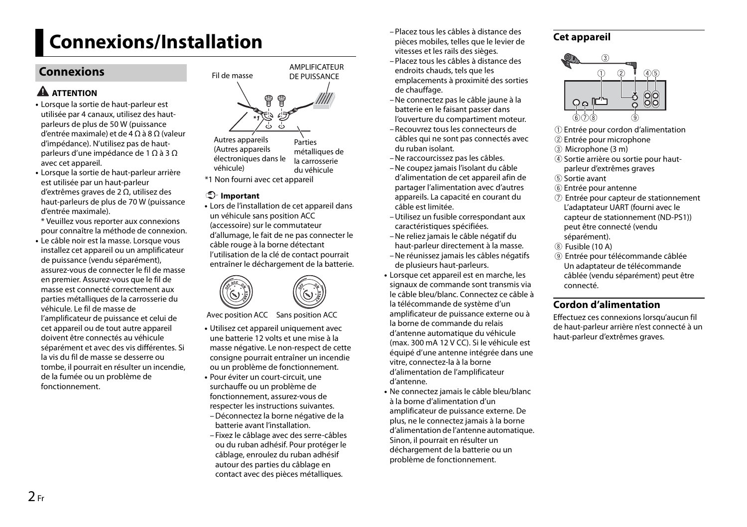# Connexions/Installation

## Connexions

**ATTENTION**

- Lorsque la sortie de haut-parleur est utilisée par 4 canaux, utilisez des haut-parleurs de plus de 50 W (puissance d'entrée maximale) et de 4 Ω à 8 Ω (valeur d'impédance). N'utilisez pas de haut-parleurs d'une impédance de 1 Ω à 3 Ω avec cet appareil.
- Lorsque la sortie de haut-parleur arrière est utilisée par un haut-parleur d'extrêmes graves de 2 Ω, utilisez des haut-parleurs de plus de 70 W (puissance d'entrée maximale).
  * Veuillez vous reporter aux connexions pour connaître la méthode de connexion.
- Le câble noir est la masse. Lorsque vous installez cet appareil ou un amplificateur de puissance (vendu séparément), assurez-vous de connecter le fil de masse en premier. Assurez-vous que le fil de masse est connecté correctement aux parties métalliques de la carrosserie du véhicule. Le fil de masse de l'amplificateur de puissance et celui de cet appareil ou de tout autre appareil doivent être connectés au véhicule séparément et avec des vis différentes. Si la vis du fil de masse se desserre ou tombe, il pourrait en résulter un incendie, de la fumée ou un problème de fonctionnement.

Fil de masse

AMPLIFICATEUR DE PUISSANCE

*1

Autres appareils (Autres appareils électroniques dans le véhicule)

Parties métalliques de la carrosserie du véhicule

*1 Non fourni avec cet appareil

**Important**

- Lors de l'installation de cet appareil dans un véhicule sans position ACC (accessoire) sur le commutateur d'allumage, le fait de ne pas connecter le câble rouge à la borne détectant l'utilisation de la clé de contact pourrait entraîner le déchargement de la batterie.

Avec position ACC    Sans position ACC

- Utilisez cet appareil uniquement avec une batterie 12 volts et une mise à la masse négative. Le non-respect de cette consigne pourrait entraîner un incendie ou un problème de fonctionnement.
- Pour éviter un court-circuit, une surchauffe ou un problème de fonctionnement, assurez-vous de respecter les instructions suivantes.
  - Déconnectez la borne négative de la batterie avant l'installation.
  - Fixez le câblage avec des serre-câbles ou du ruban adhésif. Pour protéger le câblage, enroulez du ruban adhésif autour des parties du câblage en contact avec des pièces métalliques.
  - Placez tous les câbles à distance des pièces mobiles, telles que le levier de vitesses et les rails des sièges.
  - Placez tous les câbles à distance des endroits chauds, tels que les emplacements à proximité des sorties de chauffage.
  - Ne connectez pas le câble jaune à la batterie en le faisant passer dans l'ouverture du compartiment moteur.
  - Recouvrez tous les connecteurs de câbles qui ne sont pas connectés avec du ruban isolant.
  - Ne raccourcissez pas les câbles.
  - Ne coupez jamais l'isolant du câble d'alimentation de cet appareil afin de partager l'alimentation avec d'autres appareils. La capacité en courant du câble est limitée.
  - Utilisez un fusible correspondant aux caractéristiques spécifiées.
  - Ne reliez jamais le câble négatif du haut-parleur directement à la masse.
  - Ne réunissez jamais les câbles négatifs de plusieurs haut-parleurs.
- Lorsque cet appareil est en marche, les signaux de commande sont transmis via le câble bleu/blanc. Connectez ce câble à la télécommande de système d'un amplificateur de puissance externe ou à la borne de commande du relais d'antenne automatique du véhicule (max. 300 mA 12 V CC). Si le véhicule est équipé d'une antenne intégrée dans une vitre, connectez-la à la borne d'alimentation de l'amplificateur d'antenne.
- Ne connectez jamais le câble bleu/blanc à la borne d'alimentation d'un amplificateur de puissance externe. De plus, ne le connectez jamais à la borne d'alimentation de l'antenne automatique. Sinon, il pourrait en résulter un déchargement de la batterie ou un problème de fonctionnement.

### Cet appareil

① Entrée pour cordon d'alimentation
② Entrée pour microphone
③ Microphone (3 m)
④ Sortie arrière ou sortie pour haut-parleur d'extrêmes graves
⑤ Sortie avant
⑥ Entrée pour antenne
⑦ Entrée pour capteur de stationnement
L'adaptateur UART (fourni avec le capteur de stationnement (ND-PS1)) peut être connecté (vendu séparément).
⑧ Fusible (10 A)
⑨ Entrée pour télécommande câblée
Un adaptateur de télécommande câblée (vendu séparément) peut être connecté.

### Cordon d'alimentation

Effectuez ces connexions lorsqu'aucun fil de haut-parleur arrière n'est connecté à un haut-parleur d'extrêmes graves.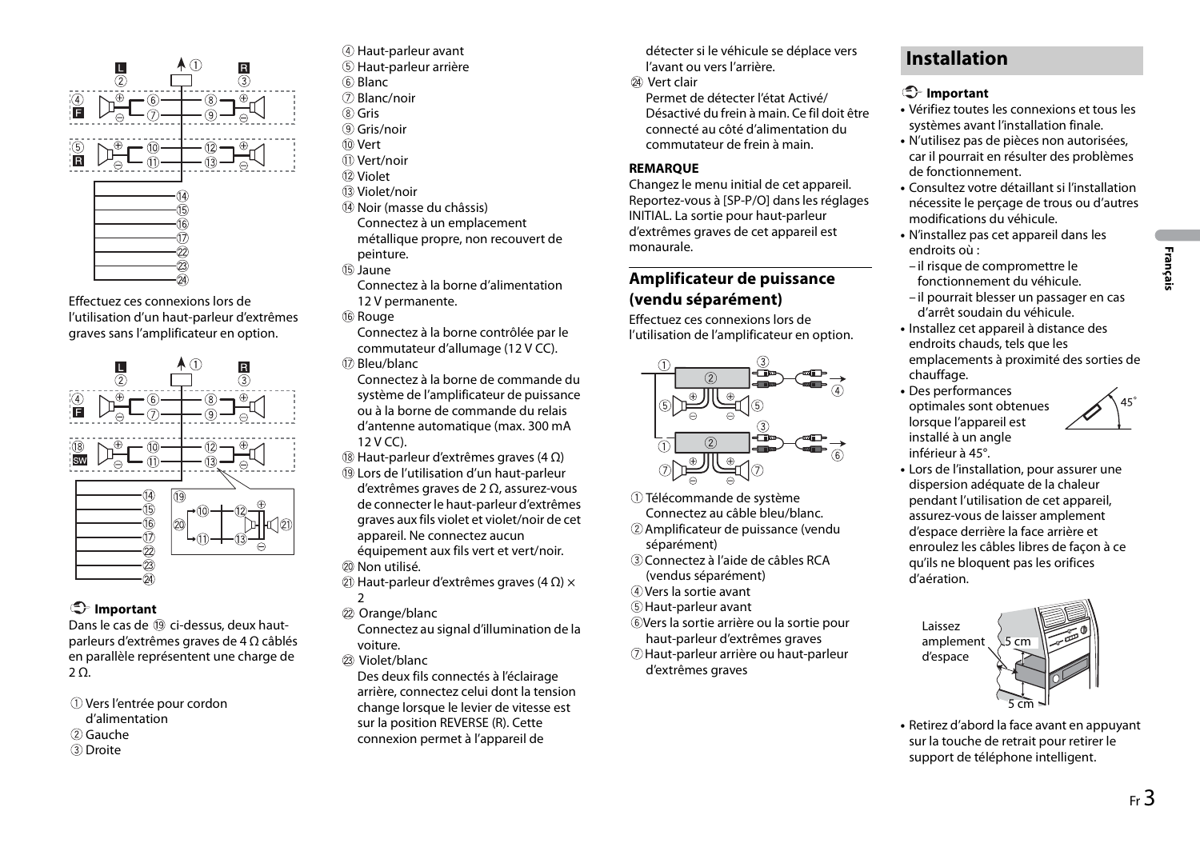Effectuez ces connexions lors de l'utilisation d'un haut-parleur d'extrêmes graves sans l'amplificateur en option.

**Important**

Dans le cas de ⑲ ci-dessus, deux haut-parleurs d'extrêmes graves de 4 Ω câblés en parallèle représentent une charge de 2 Ω.

① Vers l'entrée pour cordon d'alimentation
② Gauche
③ Droite
④ Haut-parleur avant
⑤ Haut-parleur arrière
⑥ Blanc
⑦ Blanc/noir
⑧ Gris
⑨ Gris/noir
⑩ Vert
⑪ Vert/noir
⑫ Violet
⑬ Violet/noir
⑭ Noir (masse du châssis)
Connectez à un emplacement métallique propre, non recouvert de peinture.
⑮ Jaune
Connectez à la borne d'alimentation 12 V permanente.
⑯ Rouge
Connectez à la borne contrôlée par le commutateur d'allumage (12 V CC).
⑰ Bleu/blanc
Connectez à la borne de commande du système de l'amplificateur de puissance ou à la borne de commande du relais d'antenne automatique (max. 300 mA 12 V CC).
⑱ Haut-parleur d'extrêmes graves (4 Ω)
⑲ Lors de l'utilisation d'un haut-parleur d'extrêmes graves de 2 Ω, assurez-vous de connecter le haut-parleur d'extrêmes graves aux fils violet et violet/noir de cet appareil. Ne connectez aucun équipement aux fils vert et vert/noir.
⑳ Non utilisé.
㉑ Haut-parleur d'extrêmes graves (4 Ω) × 2
㉒ Orange/blanc
Connectez au signal d'illumination de la voiture.
㉓ Violet/blanc
Des deux fils connectés à l'éclairage arrière, connectez celui dont la tension change lorsque le levier de vitesse est sur la position REVERSE (R). Cette connexion permet à l'appareil de détecter si le véhicule se déplace vers l'avant ou vers l'arrière.
㉔ Vert clair
Permet de détecter l'état Activé/Désactivé du frein à main. Ce fil doit être connecté au côté d'alimentation du commutateur de frein à main.

**REMARQUE**

Changez le menu initial de cet appareil. Reportez-vous à [SP-P/O] dans les réglages INITIAL. La sortie pour haut-parleur d'extrêmes graves de cet appareil est monaurale.

## Amplificateur de puissance (vendu séparément)

Effectuez ces connexions lors de l'utilisation de l'amplificateur en option.

① Télécommande de système
Connectez au câble bleu/blanc.
② Amplificateur de puissance (vendu séparément)
③ Connectez à l'aide de câbles RCA (vendus séparément)
④ Vers la sortie avant
⑤ Haut-parleur avant
⑥ Vers la sortie arrière ou la sortie pour haut-parleur d'extrêmes graves
⑦ Haut-parleur arrière ou haut-parleur d'extrêmes graves

# Installation

**Important**

- Vérifiez toutes les connexions et tous les systèmes avant l'installation finale.
- N'utilisez pas de pièces non autorisées, car il pourrait en résulter des problèmes de fonctionnement.
- Consultez votre détaillant si l'installation nécessite le perçage de trous ou d'autres modifications du véhicule.
- N'installez pas cet appareil dans les endroits où :
  - il risque de compromettre le fonctionnement du véhicule.
  - il pourrait blesser un passager en cas d'arrêt soudain du véhicule.
- Installez cet appareil à distance des endroits chauds, tels que les emplacements à proximité des sorties de chauffage.
- Des performances optimales sont obtenues lorsque l'appareil est installé à un angle inférieur à 45°.
- Lors de l'installation, pour assurer une dispersion adéquate de la chaleur pendant l'utilisation de cet appareil, assurez-vous de laisser amplement d'espace derrière la face arrière et enroulez les câbles libres de façon à ce qu'ils ne bloquent pas les orifices d'aération.

Laissez amplement d'espace

5 cm

5 cm

- Retirez d'abord la face avant en appuyant sur la touche de retrait pour retirer le support de téléphone intelligent.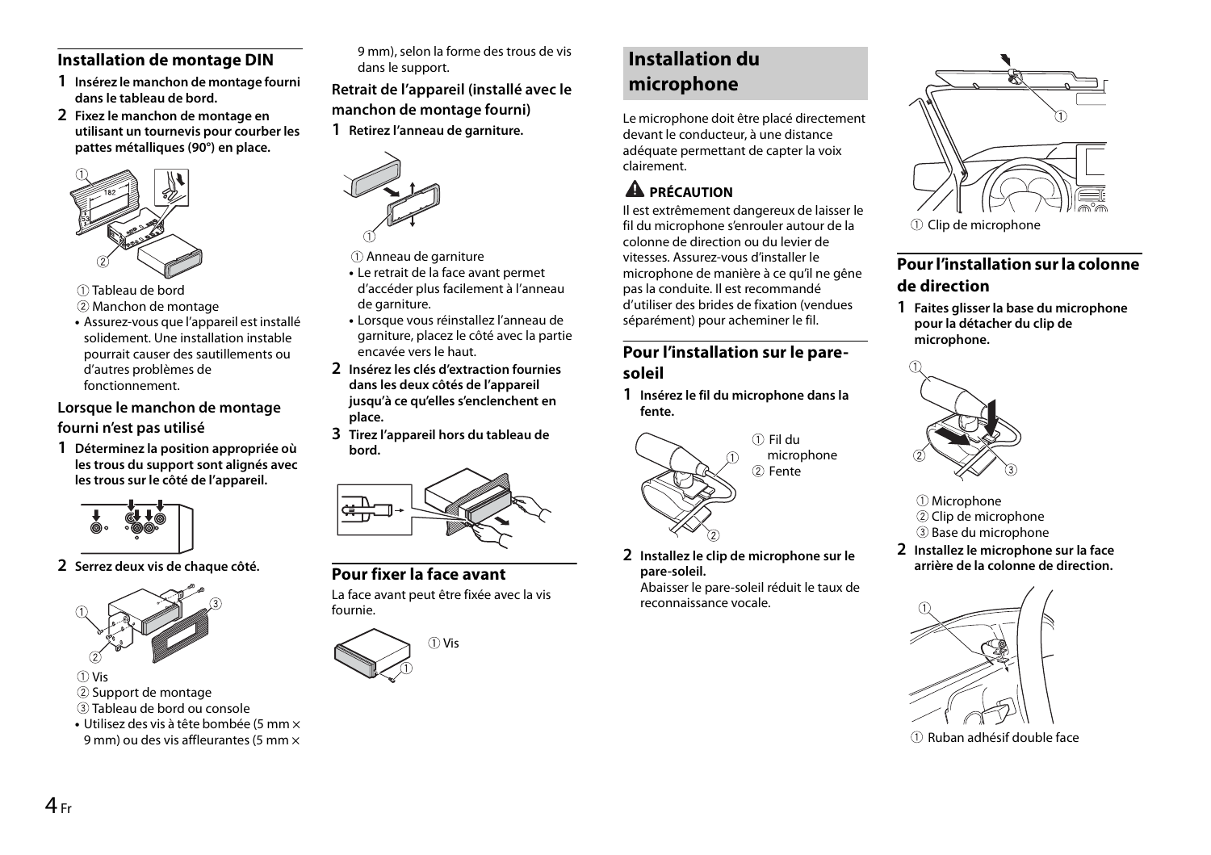### Installation de montage DIN

**1** **Insérez le manchon de montage fourni dans le tableau de bord.**

**2** **Fixez le manchon de montage en utilisant un tournevis pour courber les pattes métalliques (90°) en place.**

① Tableau de bord
② Manchon de montage

- Assurez-vous que l'appareil est installé solidement. Une installation instable pourrait causer des sautillements ou d'autres problèmes de fonctionnement.

#### Lorsque le manchon de montage fourni n'est pas utilisé

**1** **Déterminez la position appropriée où les trous du support sont alignés avec les trous sur le côté de l'appareil.**

**2** **Serrez deux vis de chaque côté.**

① Vis
② Support de montage
③ Tableau de bord ou console

- Utilisez des vis à tête bombée (5 mm × 9 mm) ou des vis affleurantes (5 mm × 9 mm), selon la forme des trous de vis dans le support.

#### Retrait de l'appareil (installé avec le manchon de montage fourni)

**1** **Retirez l'anneau de garniture.**

① Anneau de garniture

- Le retrait de la face avant permet d'accéder plus facilement à l'anneau de garniture.
- Lorsque vous réinstallez l'anneau de garniture, placez le côté avec la partie encavée vers le haut.

**2** **Insérez les clés d'extraction fournies dans les deux côtés de l'appareil jusqu'à ce qu'elles s'enclenchent en place.**

**3** **Tirez l'appareil hors du tableau de bord.**

### Pour fixer la face avant

La face avant peut être fixée avec la vis fournie.

① Vis

## Installation du microphone

Le microphone doit être placé directement devant le conducteur, à une distance adéquate permettant de capter la voix clairement.

**⚠ PRÉCAUTION**

Il est extrêmement dangereux de laisser le fil du microphone s'enrouler autour de la colonne de direction ou du levier de vitesses. Assurez-vous d'installer le microphone de manière à ce qu'il ne gêne pas la conduite. Il est recommandé d'utiliser des brides de fixation (vendues séparément) pour acheminer le fil.

### Pour l'installation sur le pare-soleil

**1** **Insérez le fil du microphone dans la fente.**

① Fil du microphone
② Fente

**2** **Installez le clip de microphone sur le pare-soleil.**
Abaisser le pare-soleil réduit le taux de reconnaissance vocale.

① Clip de microphone

### Pour l'installation sur la colonne de direction

**1** **Faites glisser la base du microphone pour la détacher du clip de microphone.**

① Microphone
② Clip de microphone
③ Base du microphone

**2** **Installez le microphone sur la face arrière de la colonne de direction.**

① Ruban adhésif double face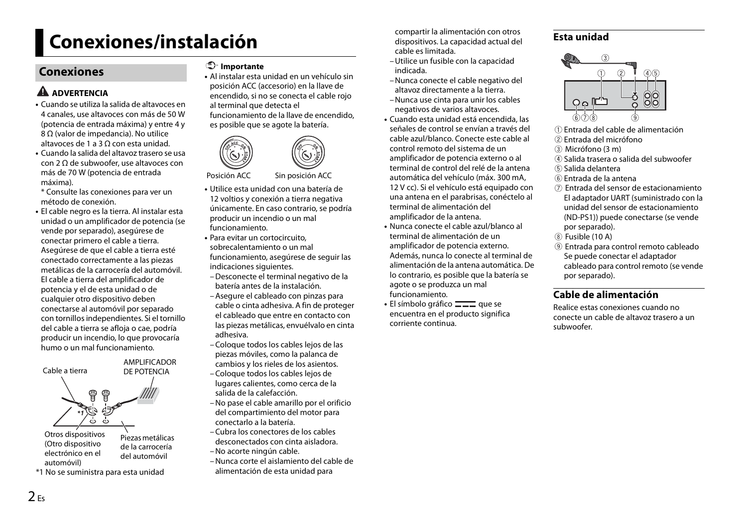# Conexiones/instalación

## Conexiones

### ADVERTENCIA

- Cuando se utiliza la salida de altavoces en 4 canales, use altavoces con más de 50 W (potencia de entrada máxima) y entre 4 y 8 Ω (valor de impedancia). No utilice altavoces de 1 a 3 Ω con esta unidad.
- Cuando la salida del altavoz trasero se usa con 2 Ω de subwoofer, use altavoces con más de 70 W (potencia de entrada máxima).
  \* Consulte las conexiones para ver un método de conexión.
- El cable negro es la tierra. Al instalar esta unidad o un amplificador de potencia (se vende por separado), asegúrese de conectar primero el cable a tierra. Asegúrese de que el cable a tierra esté conectado correctamente a las piezas metálicas de la carrocería del automóvil. El cable a tierra del amplificador de potencia y el de esta unidad o de cualquier otro dispositivo deben conectarse al automóvil por separado con tornillos independientes. Si el tornillo del cable a tierra se afloja o cae, podría producir un incendio, lo que provocaría humo o un mal funcionamiento.

Cable a tierra

AMPLIFICADOR DE POTENCIA

*1

Otros dispositivos (Otro dispositivo electrónico en el automóvil)

Piezas metálicas de la carrocería del automóvil

*1 No se suministra para esta unidad

### Importante

- Al instalar esta unidad en un vehículo sin posición ACC (accesorio) en la llave de encendido, si no se conecta el cable rojo al terminal que detecta el funcionamiento de la llave de encendido, es posible que se agote la batería.

Posición ACC    Sin posición ACC

- Utilice esta unidad con una batería de 12 voltios y conexión a tierra negativa únicamente. En caso contrario, se podría producir un incendio o un mal funcionamiento.
- Para evitar un cortocircuito, sobrecalentamiento o un mal funcionamiento, asegúrese de seguir las indicaciones siguientes.
  - Desconecte el terminal negativo de la batería antes de la instalación.
  - Asegure el cableado con pinzas para cable o cinta adhesiva. A fin de proteger el cableado que entre en contacto con las piezas metálicas, envuélvalo en cinta adhesiva.
  - Coloque todos los cables lejos de las piezas móviles, como la palanca de cambios y los rieles de los asientos.
  - Coloque todos los cables lejos de lugares calientes, como cerca de la salida de la calefacción.
  - No pase el cable amarillo por el orificio del compartimiento del motor para conectarlo a la batería.
  - Cubra los conectores de los cables desconectados con cinta aisladora.
  - No acorte ningún cable.
  - Nunca corte el aislamiento del cable de alimentación de esta unidad para compartir la alimentación con otros dispositivos. La capacidad actual del cable es limitada.
  - Utilice un fusible con la capacidad indicada.
  - Nunca conecte el cable negativo del altavoz directamente a la tierra.
  - Nunca use cinta para unir los cables negativos de varios altavoces.
- Cuando esta unidad está encendida, las señales de control se envían a través del cable azul/blanco. Conecte este cable al control remoto del sistema de un amplificador de potencia externo o al terminal de control del relé de la antena automática del vehículo (máx. 300 mA, 12 V cc). Si el vehículo está equipado con una antena en el parabrisas, conéctelo al terminal de alimentación del amplificador de la antena.
- Nunca conecte el cable azul/blanco al terminal de alimentación de un amplificador de potencia externo. Además, nunca lo conecte al terminal de alimentación de la antena automática. De lo contrario, es posible que la batería se agote o se produzca un mal funcionamiento.
- El símbolo gráfico ⎓ que se encuentra en el producto significa corriente continua.

### Esta unidad

① Entrada del cable de alimentación
② Entrada del micrófono
③ Micrófono (3 m)
④ Salida trasera o salida del subwoofer
⑤ Salida delantera
⑥ Entrada de la antena
⑦ Entrada del sensor de estacionamiento
El adaptador UART (suministrado con la unidad del sensor de estacionamiento (ND-PS1)) puede conectarse (se vende por separado).
⑧ Fusible (10 A)
⑨ Entrada para control remoto cableado
Se puede conectar el adaptador cableado para control remoto (se vende por separado).

### Cable de alimentación

Realice estas conexiones cuando no conecte un cable de altavoz trasero a un subwoofer.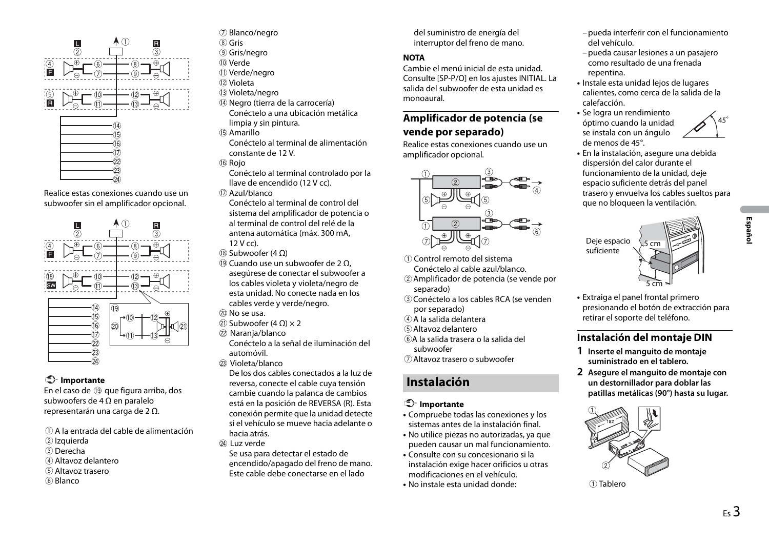Realice estas conexiones cuando use un subwoofer sin el amplificador opcional.

**Importante**

En el caso de ⑲ que figura arriba, dos subwoofers de 4 Ω en paralelo representarán una carga de 2 Ω.

① A la entrada del cable de alimentación
② Izquierda
③ Derecha
④ Altavoz delantero
⑤ Altavoz trasero
⑥ Blanco
⑦ Blanco/negro
⑧ Gris
⑨ Gris/negro
⑩ Verde
⑪ Verde/negro
⑫ Violeta
⑬ Violeta/negro
⑭ Negro (tierra de la carrocería)
Conéctelo a una ubicación metálica limpia y sin pintura.
⑮ Amarillo
Conéctelo al terminal de alimentación constante de 12 V.
⑯ Rojo
Conéctelo al terminal controlado por la llave de encendido (12 V cc).
⑰ Azul/blanco
Conéctelo al terminal de control del sistema del amplificador de potencia o al terminal de control del relé de la antena automática (máx. 300 mA, 12 V cc).
⑱ Subwoofer (4 Ω)
⑲ Cuando use un subwoofer de 2 Ω, asegúrese de conectar el subwoofer a los cables violeta y violeta/negro de esta unidad. No conecte nada en los cables verde y verde/negro.
⑳ No se usa.
㉑ Subwoofer (4 Ω) × 2
㉒ Naranja/blanco
Conéctelo a la señal de iluminación del automóvil.
㉓ Violeta/blanco
De los dos cables conectados a la luz de reversa, conecte el cable cuya tensión cambie cuando la palanca de cambios está en la posición de REVERSA (R). Esta conexión permite que la unidad detecte si el vehículo se mueve hacia adelante o hacia atrás.
㉔ Luz verde
Se usa para detectar el estado de encendido/apagado del freno de mano. Este cable debe conectarse en el lado del suministro de energía del interruptor del freno de mano.

**NOTA**

Cambie el menú inicial de esta unidad. Consulte [SP-P/O] en los ajustes INITIAL. La salida del subwoofer de esta unidad es monoaural.

## Amplificador de potencia (se vende por separado)

Realice estas conexiones cuando use un amplificador opcional.

① Control remoto del sistema
Conéctelo al cable azul/blanco.
② Amplificador de potencia (se vende por separado)
③ Conéctelo a los cables RCA (se venden por separado)
④ A la salida delantera
⑤ Altavoz delantero
⑥ A la salida trasera o la salida del subwoofer
⑦ Altavoz trasero o subwoofer

# Instalación

**Importante**

- Compruebe todas las conexiones y los sistemas antes de la instalación final.
- No utilice piezas no autorizadas, ya que pueden causar un mal funcionamiento.
- Consulte con su concesionario si la instalación exige hacer orificios u otras modificaciones en el vehículo.
- No instale esta unidad donde:
  - pueda interferir con el funcionamiento del vehículo.
  - pueda causar lesiones a un pasajero como resultado de una frenada repentina.
- Instale esta unidad lejos de lugares calientes, como cerca de la salida de la calefacción.
- Se logra un rendimiento óptimo cuando la unidad se instala con un ángulo de menos de 45°.
- En la instalación, asegure una debida dispersión del calor durante el funcionamiento de la unidad, deje espacio suficiente detrás del panel trasero y envuelva los cables sueltos para que no bloqueen la ventilación.

Deje espacio suficiente — 5 cm — 5 cm

- Extraiga el panel frontal primero presionando el botón de extracción para retirar el soporte del teléfono.

## Instalación del montaje DIN

**1 Inserte el manguito de montaje suministrado en el tablero.**

**2 Asegure el manguito de montaje con un destornillador para doblar las patillas metálicas (90°) hasta su lugar.**

① Tablero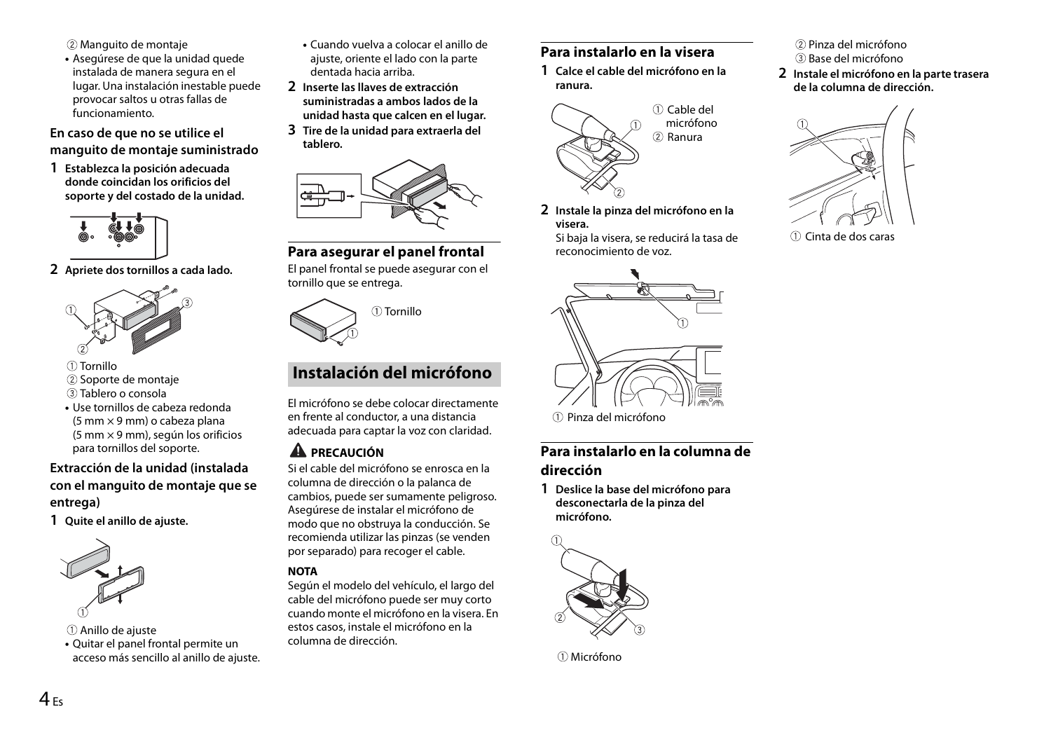② Manguito de montaje

- Asegúrese de que la unidad quede instalada de manera segura en el lugar. Una instalación inestable puede provocar saltos u otras fallas de funcionamiento.

### En caso de que no se utilice el manguito de montaje suministrado

**1 Establezca la posición adecuada donde coincidan los orificios del soporte y del costado de la unidad.**

**2 Apriete dos tornillos a cada lado.**

① Tornillo
② Soporte de montaje
③ Tablero o consola

- Use tornillos de cabeza redonda (5 mm × 9 mm) o cabeza plana (5 mm × 9 mm), según los orificios para tornillos del soporte.

### Extracción de la unidad (instalada con el manguito de montaje que se entrega)

**1 Quite el anillo de ajuste.**

① Anillo de ajuste

- Quitar el panel frontal permite un acceso más sencillo al anillo de ajuste.
- Cuando vuelva a colocar el anillo de ajuste, oriente el lado con la parte dentada hacia arriba.

**2 Inserte las llaves de extracción suministradas a ambos lados de la unidad hasta que calcen en el lugar.**

**3 Tire de la unidad para extraerla del tablero.**

### Para asegurar el panel frontal

El panel frontal se puede asegurar con el tornillo que se entrega.

① Tornillo

## Instalación del micrófono

El micrófono se debe colocar directamente en frente al conductor, a una distancia adecuada para captar la voz con claridad.

**⚠ PRECAUCIÓN**

Si el cable del micrófono se enrosca en la columna de dirección o la palanca de cambios, puede ser sumamente peligroso. Asegúrese de instalar el micrófono de modo que no obstruya la conducción. Se recomienda utilizar las pinzas (se venden por separado) para recoger el cable.

**NOTA**

Según el modelo del vehículo, el largo del cable del micrófono puede ser muy corto cuando monte el micrófono en la visera. En estos casos, instale el micrófono en la columna de dirección.

### Para instalarlo en la visera

**1 Calce el cable del micrófono en la ranura.**

① Cable del micrófono
② Ranura

**2 Instale la pinza del micrófono en la visera.**

Si baja la visera, se reducirá la tasa de reconocimiento de voz.

① Pinza del micrófono

### Para instalarlo en la columna de dirección

**1 Deslice la base del micrófono para desconectarla de la pinza del micrófono.**

① Micrófono
② Pinza del micrófono
③ Base del micrófono

**2 Instale el micrófono en la parte trasera de la columna de dirección.**

① Cinta de dos caras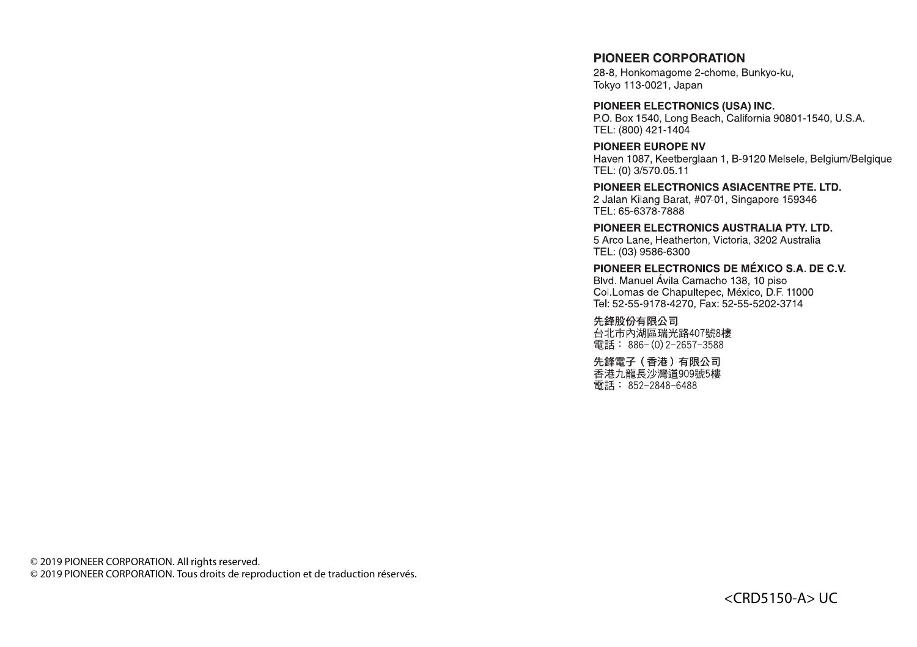**PIONEER CORPORATION**
28-8, Honkomagome 2-chome, Bunkyo-ku,
Tokyo 113-0021, Japan

**PIONEER ELECTRONICS (USA) INC.**
P.O. Box 1540, Long Beach, California 90801-1540, U.S.A.
TEL: (800) 421-1404

**PIONEER EUROPE NV**
Haven 1087, Keetberglaan 1, B-9120 Melsele, Belgium/Belgique
TEL: (0) 3/570.05.11

**PIONEER ELECTRONICS ASIACENTRE PTE. LTD.**
2 Jalan Kilang Barat, #07-01, Singapore 159346
TEL: 65-6378-7888

**PIONEER ELECTRONICS AUSTRALIA PTY. LTD.**
5 Arco Lane, Heatherton, Victoria, 3202 Australia
TEL: (03) 9586-6300

**PIONEER ELECTRONICS DE MÉXICO S.A. DE C.V.**
Blvd. Manuel Ávila Camacho 138, 10 piso
Col.Lomas de Chapultepec, México, D.F. 11000
Tel: 52-55-9178-4270, Fax: 52-55-5202-3714

**先鋒股份有限公司**
台北市內湖區瑞光路407號8樓
電話： 886-(0)2-2657-3588

**先鋒電子（香港）有限公司**
香港九龍長沙灣道909號5樓
電話： 852-2848-6488

© 2019 PIONEER CORPORATION. All rights reserved.
© 2019 PIONEER CORPORATION. Tous droits de reproduction et de traduction réservés.

<CRD5150-A> UC